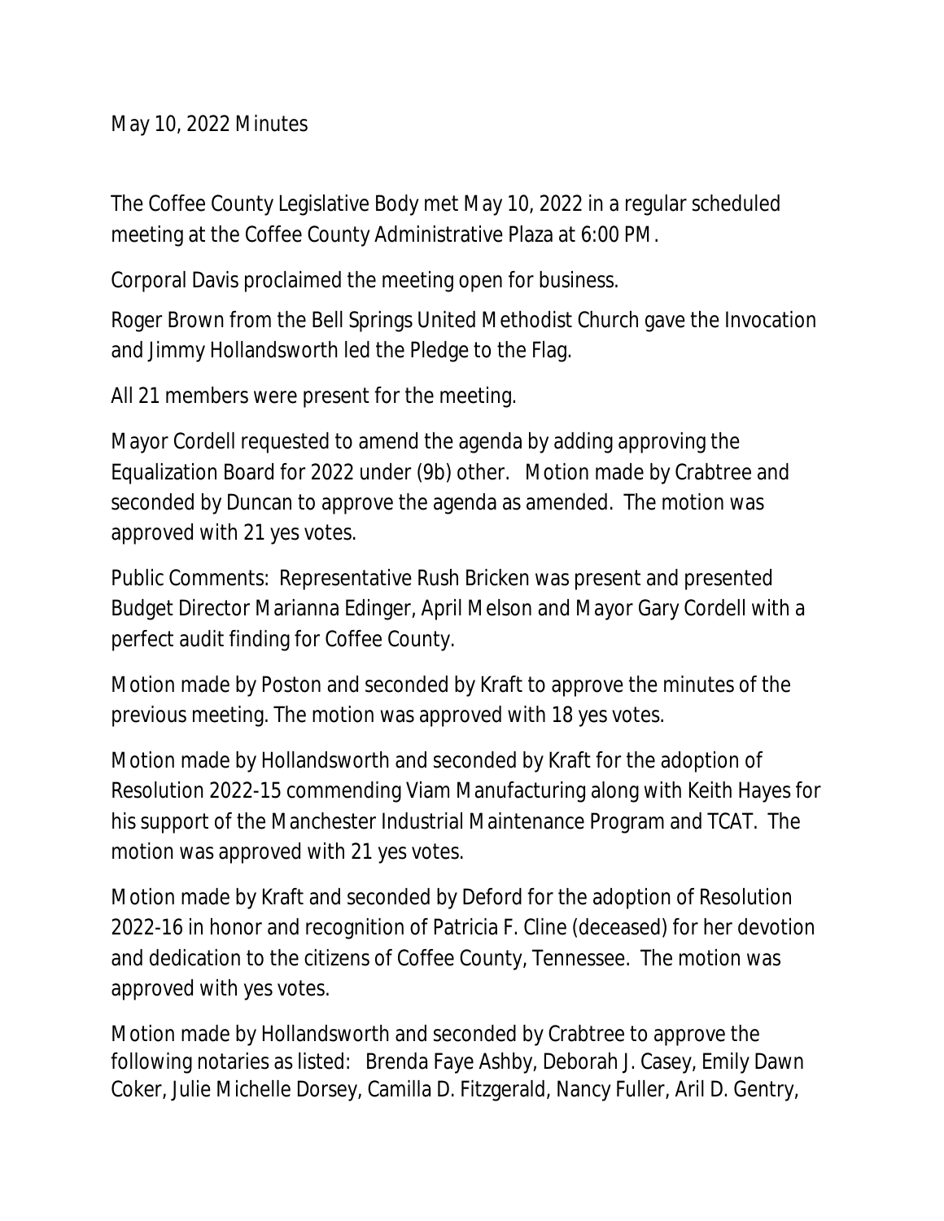May 10, 2022 Minutes

The Coffee County Legislative Body met May 10, 2022 in a regular scheduled meeting at the Coffee County Administrative Plaza at 6:00 PM.

Corporal Davis proclaimed the meeting open for business.

Roger Brown from the Bell Springs United Methodist Church gave the Invocation and Jimmy Hollandsworth led the Pledge to the Flag.

All 21 members were present for the meeting.

Mayor Cordell requested to amend the agenda by adding approving the Equalization Board for 2022 under (9b) other. Motion made by Crabtree and seconded by Duncan to approve the agenda as amended. The motion was approved with 21 yes votes.

Public Comments: Representative Rush Bricken was present and presented Budget Director Marianna Edinger, April Melson and Mayor Gary Cordell with a perfect audit finding for Coffee County.

Motion made by Poston and seconded by Kraft to approve the minutes of the previous meeting. The motion was approved with 18 yes votes.

Motion made by Hollandsworth and seconded by Kraft for the adoption of Resolution 2022-15 commending Viam Manufacturing along with Keith Hayes for his support of the Manchester Industrial Maintenance Program and TCAT. The motion was approved with 21 yes votes.

Motion made by Kraft and seconded by Deford for the adoption of Resolution 2022-16 in honor and recognition of Patricia F. Cline (deceased) for her devotion and dedication to the citizens of Coffee County, Tennessee. The motion was approved with yes votes.

Motion made by Hollandsworth and seconded by Crabtree to approve the following notaries as listed: Brenda Faye Ashby, Deborah J. Casey, Emily Dawn Coker, Julie Michelle Dorsey, Camilla D. Fitzgerald, Nancy Fuller, Aril D. Gentry,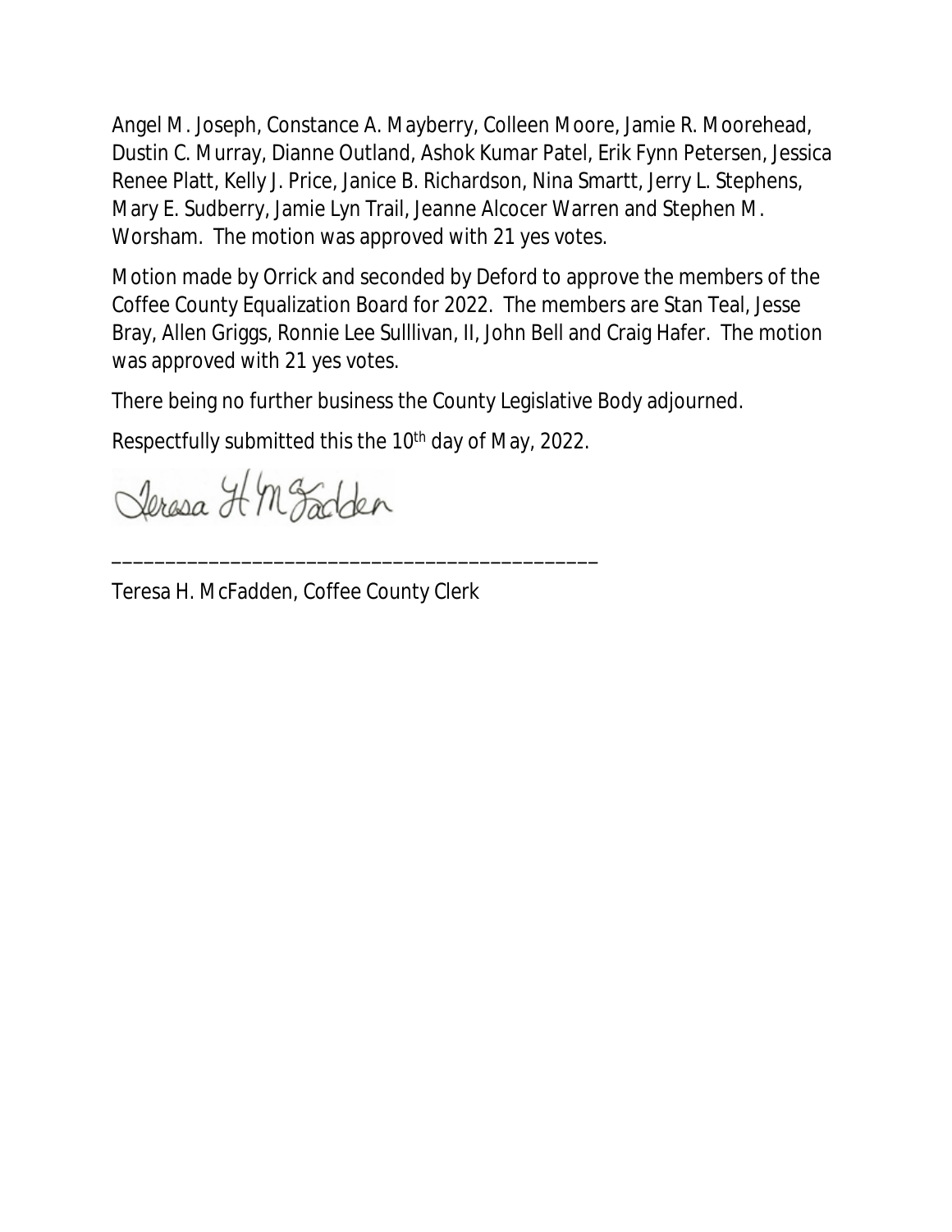Angel M. Joseph, Constance A. Mayberry, Colleen Moore, Jamie R. Moorehead, Dustin C. Murray, Dianne Outland, Ashok Kumar Patel, Erik Fynn Petersen, Jessica Renee Platt, Kelly J. Price, Janice B. Richardson, Nina Smartt, Jerry L. Stephens, Mary E. Sudberry, Jamie Lyn Trail, Jeanne Alcocer Warren and Stephen M. Worsham. The motion was approved with 21 yes votes.

Motion made by Orrick and seconded by Deford to approve the members of the Coffee County Equalization Board for 2022. The members are Stan Teal, Jesse Bray, Allen Griggs, Ronnie Lee Sulllivan, II, John Bell and Craig Hafer. The motion was approved with 21 yes votes.

There being no further business the County Legislative Body adjourned.

Respectfully submitted this the 10th day of May, 2022.

Teresa H McFadden

_____________________________________________

Teresa H. McFadden, Coffee County Clerk